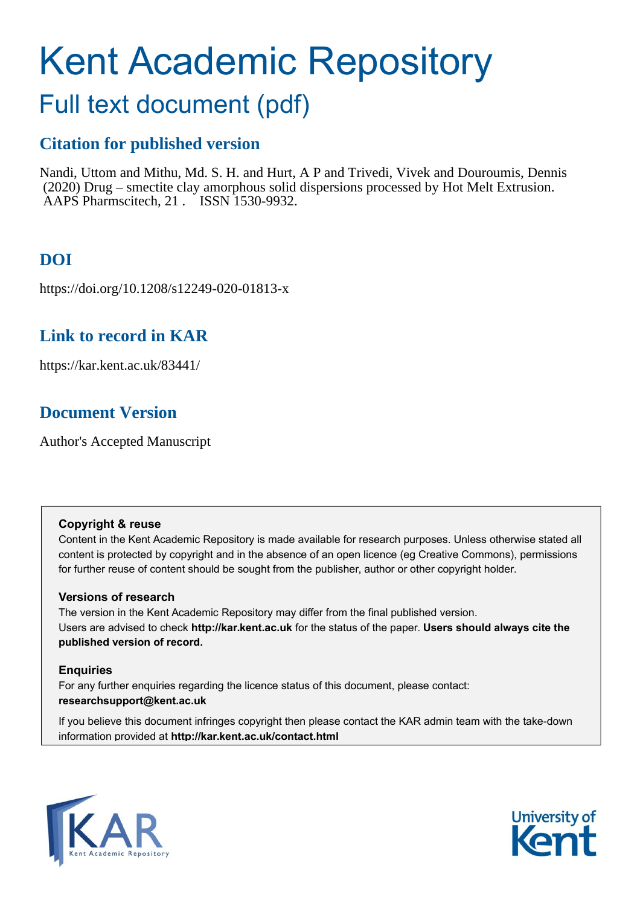# Kent Academic Repository

## Full text document (pdf)

### Citation for published version

Nandi, Uttom and Mithu, Md. S. H. and Hurt, A P and Trivedi, Vivek and Douroumis, Dennis (2020) Drug – smectite clay amorphous solid dispersions processed by Hot Melt Extrusion. AAPS Pharmscitech, 21 . ISSN 1530-9932.

### DOI

https://doi.org/10.1208/s12249-020-01813-x

### Link to record in KAR

https://kar.kent.ac.uk/83441/

### Document Version

Author's Accepted Manuscript

**Copyright & reuse**

Content in the Kent Academic Repository is made available for research purposes. Unless otherwise stated all content is protected by copyright and in the absence of an open licence (eg Creative Commons), permissions for further reuse of content should be sought from the publisher, author or other copyright holder.

**Versions of research**

The version in the Kent Academic Repository may differ from the final published version. Users are advised to check **http://kar.kent.ac.uk** for the status of the paper. **Users should always cite the published version of record.**

**Enquiries**

For any further enquiries regarding the licence status of this document, please contact: **researchsupport@kent.ac.uk**

If you believe this document infringes copyright then please contact the KAR admin team with the take-down information provided at **http://kar.kent.ac.uk/contact.html**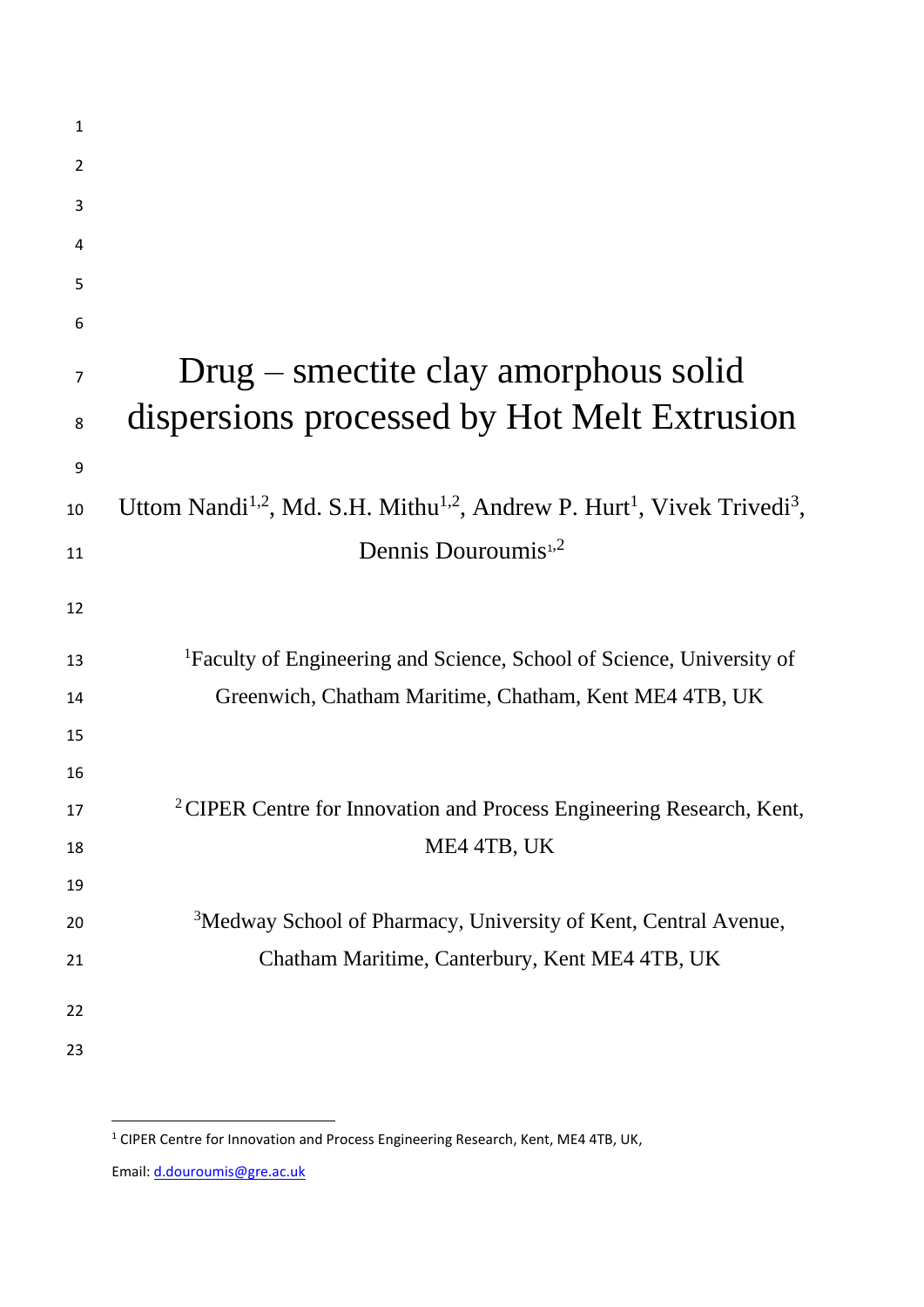# Drug – smectite clay amorphous solid dispersions processed by Hot Melt Extrusion

Uttom Nandi[1,2], Md. S.H. Mithu[1,2], Andrew P. Hurt[1], Vivek Trivedi[3], Dennis Douroumis[1,2]

[1]Faculty of Engineering and Science, School of Science, University of Greenwich, Chatham Maritime, Chatham, Kent ME4 4TB, UK

[2] CIPER Centre for Innovation and Process Engineering Research, Kent, ME4 4TB, UK

[3]Medway School of Pharmacy, University of Kent, Central Avenue, Chatham Maritime, Canterbury, Kent ME4 4TB, UK

---

[1] CIPER Centre for Innovation and Process Engineering Research, Kent, ME4 4TB, UK,

Email: d.douroumis@gre.ac.uk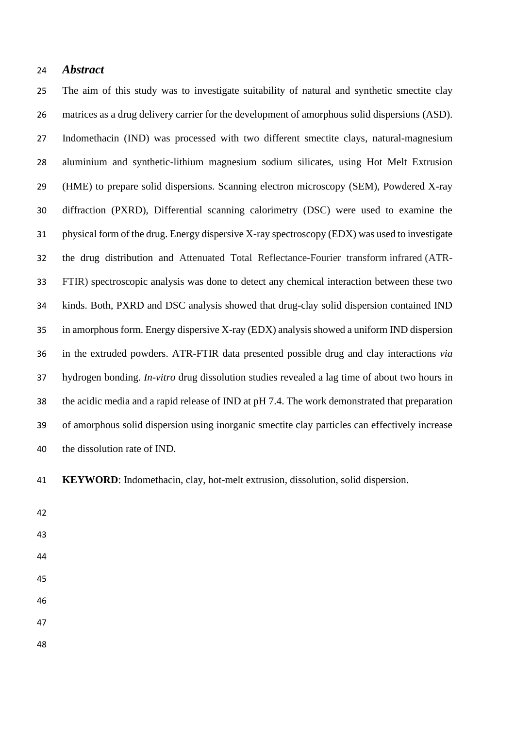## *Abstract*

The aim of this study was to investigate suitability of natural and synthetic smectite clay matrices as a drug delivery carrier for the development of amorphous solid dispersions (ASD). Indomethacin (IND) was processed with two different smectite clays, natural-magnesium aluminium and synthetic-lithium magnesium sodium silicates, using Hot Melt Extrusion (HME) to prepare solid dispersions. Scanning electron microscopy (SEM), Powdered X-ray diffraction (PXRD), Differential scanning calorimetry (DSC) were used to examine the physical form of the drug. Energy dispersive X-ray spectroscopy (EDX) was used to investigate the drug distribution and Attenuated Total Reflectance-Fourier transform infrared (ATR-FTIR) spectroscopic analysis was done to detect any chemical interaction between these two kinds. Both, PXRD and DSC analysis showed that drug-clay solid dispersion contained IND in amorphous form. Energy dispersive X-ray (EDX) analysis showed a uniform IND dispersion in the extruded powders. ATR-FTIR data presented possible drug and clay interactions *via* hydrogen bonding. *In-vitro* drug dissolution studies revealed a lag time of about two hours in the acidic media and a rapid release of IND at pH 7.4. The work demonstrated that preparation of amorphous solid dispersion using inorganic smectite clay particles can effectively increase the dissolution rate of IND.

**KEYWORD**: Indomethacin, clay, hot-melt extrusion, dissolution, solid dispersion.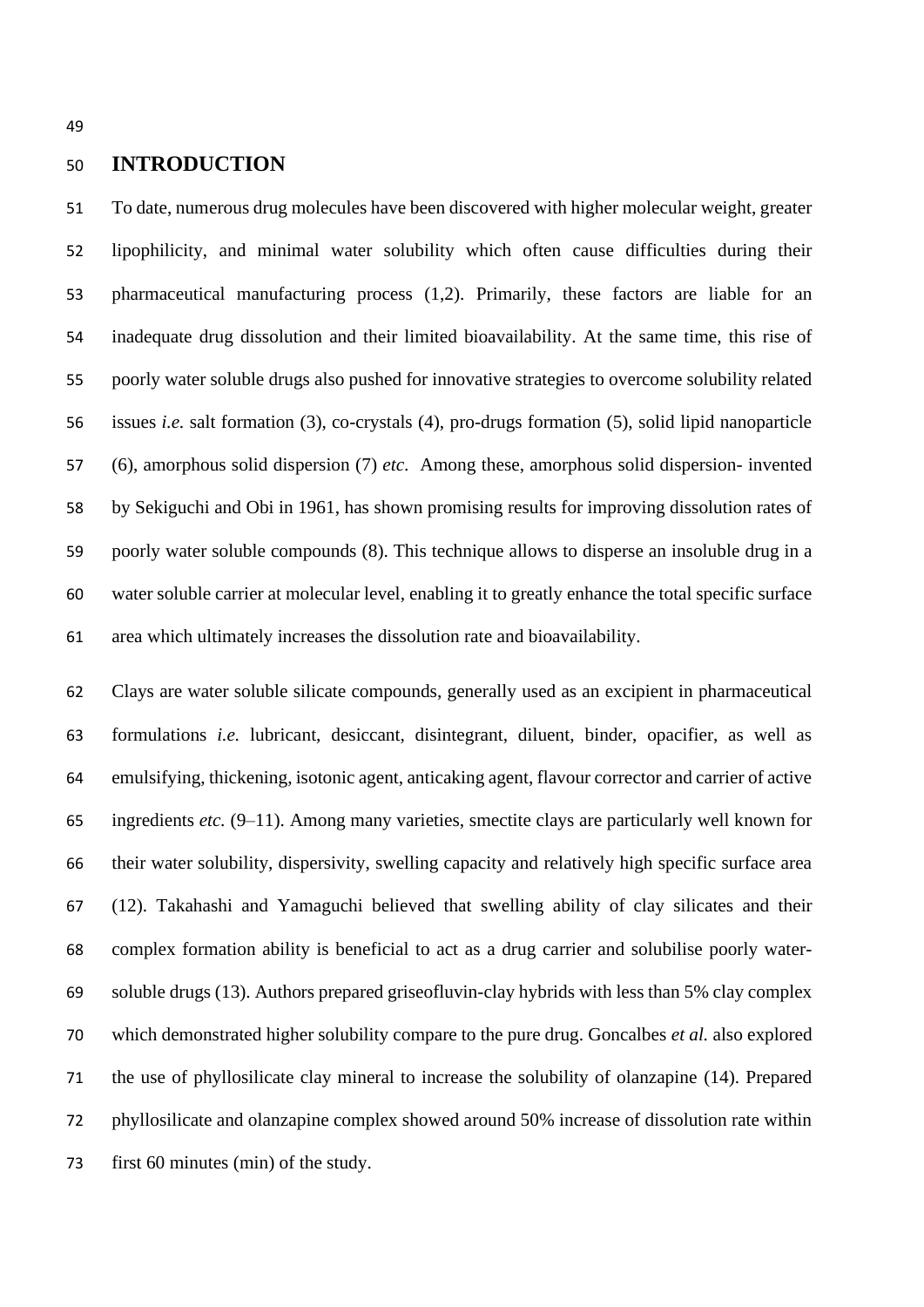## INTRODUCTION

To date, numerous drug molecules have been discovered with higher molecular weight, greater lipophilicity, and minimal water solubility which often cause difficulties during their pharmaceutical manufacturing process (1,2). Primarily, these factors are liable for an inadequate drug dissolution and their limited bioavailability. At the same time, this rise of poorly water soluble drugs also pushed for innovative strategies to overcome solubility related issues *i.e.* salt formation (3), co-crystals (4), pro-drugs formation (5), solid lipid nanoparticle (6), amorphous solid dispersion (7) *etc*. Among these, amorphous solid dispersion- invented by Sekiguchi and Obi in 1961, has shown promising results for improving dissolution rates of poorly water soluble compounds (8). This technique allows to disperse an insoluble drug in a water soluble carrier at molecular level, enabling it to greatly enhance the total specific surface area which ultimately increases the dissolution rate and bioavailability.

Clays are water soluble silicate compounds, generally used as an excipient in pharmaceutical formulations *i.e.* lubricant, desiccant, disintegrant, diluent, binder, opacifier, as well as emulsifying, thickening, isotonic agent, anticaking agent, flavour corrector and carrier of active ingredients *etc.* (9–11). Among many varieties, smectite clays are particularly well known for their water solubility, dispersivity, swelling capacity and relatively high specific surface area (12). Takahashi and Yamaguchi believed that swelling ability of clay silicates and their complex formation ability is beneficial to act as a drug carrier and solubilise poorly water-soluble drugs (13). Authors prepared griseofluvin-clay hybrids with less than 5% clay complex which demonstrated higher solubility compare to the pure drug. Goncalbes *et al.* also explored the use of phyllosilicate clay mineral to increase the solubility of olanzapine (14). Prepared phyllosilicate and olanzapine complex showed around 50% increase of dissolution rate within first 60 minutes (min) of the study.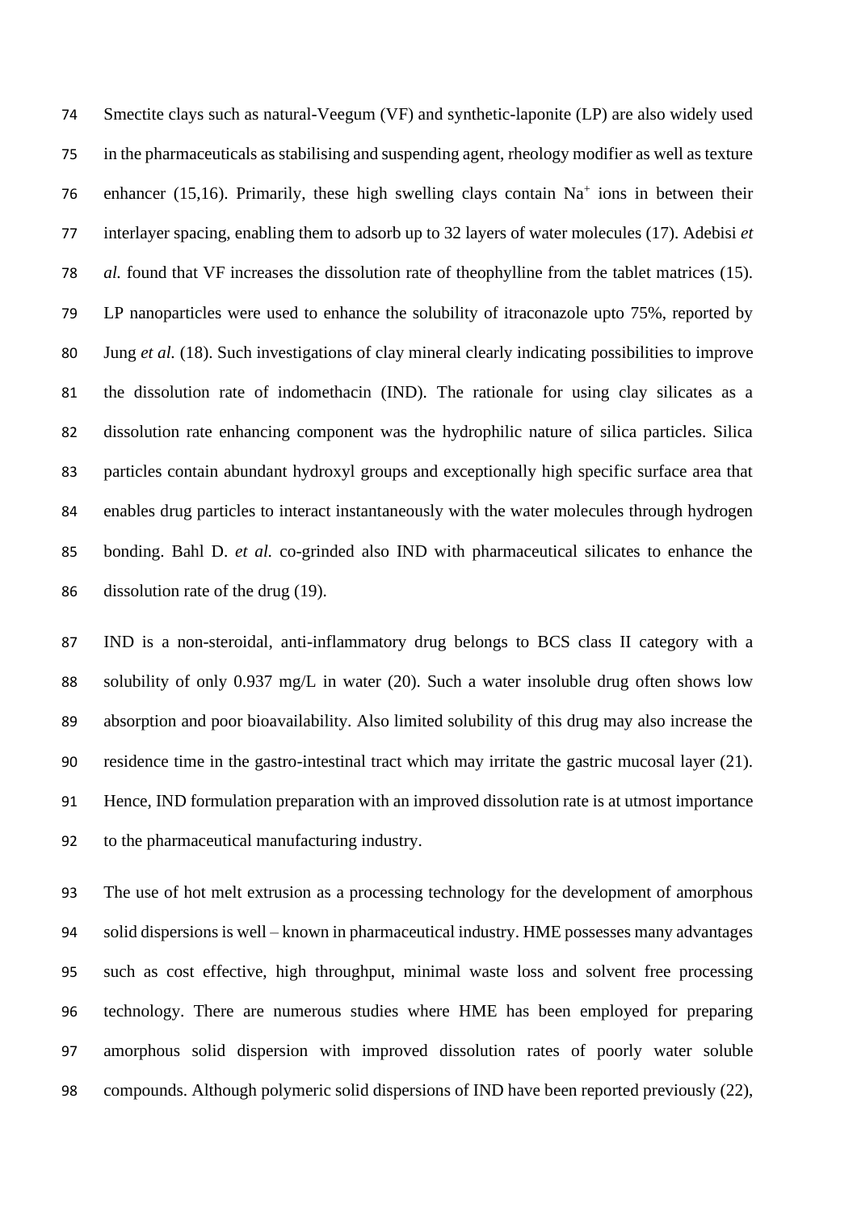Smectite clays such as natural-Veegum (VF) and synthetic-laponite (LP) are also widely used in the pharmaceuticals as stabilising and suspending agent, rheology modifier as well as texture enhancer (15,16). Primarily, these high swelling clays contain $Na^+$ ions in between their interlayer spacing, enabling them to adsorb up to 32 layers of water molecules (17). Adebisi *et al.* found that VF increases the dissolution rate of theophylline from the tablet matrices (15). LP nanoparticles were used to enhance the solubility of itraconazole upto 75%, reported by Jung *et al.* (18). Such investigations of clay mineral clearly indicating possibilities to improve the dissolution rate of indomethacin (IND). The rationale for using clay silicates as a dissolution rate enhancing component was the hydrophilic nature of silica particles. Silica particles contain abundant hydroxyl groups and exceptionally high specific surface area that enables drug particles to interact instantaneously with the water molecules through hydrogen bonding. Bahl D. *et al.* co-grinded also IND with pharmaceutical silicates to enhance the dissolution rate of the drug (19).

IND is a non-steroidal, anti-inflammatory drug belongs to BCS class II category with a solubility of only 0.937 mg/L in water (20). Such a water insoluble drug often shows low absorption and poor bioavailability. Also limited solubility of this drug may also increase the residence time in the gastro-intestinal tract which may irritate the gastric mucosal layer (21). Hence, IND formulation preparation with an improved dissolution rate is at utmost importance to the pharmaceutical manufacturing industry.

The use of hot melt extrusion as a processing technology for the development of amorphous solid dispersions is well – known in pharmaceutical industry. HME possesses many advantages such as cost effective, high throughput, minimal waste loss and solvent free processing technology. There are numerous studies where HME has been employed for preparing amorphous solid dispersion with improved dissolution rates of poorly water soluble compounds. Although polymeric solid dispersions of IND have been reported previously (22),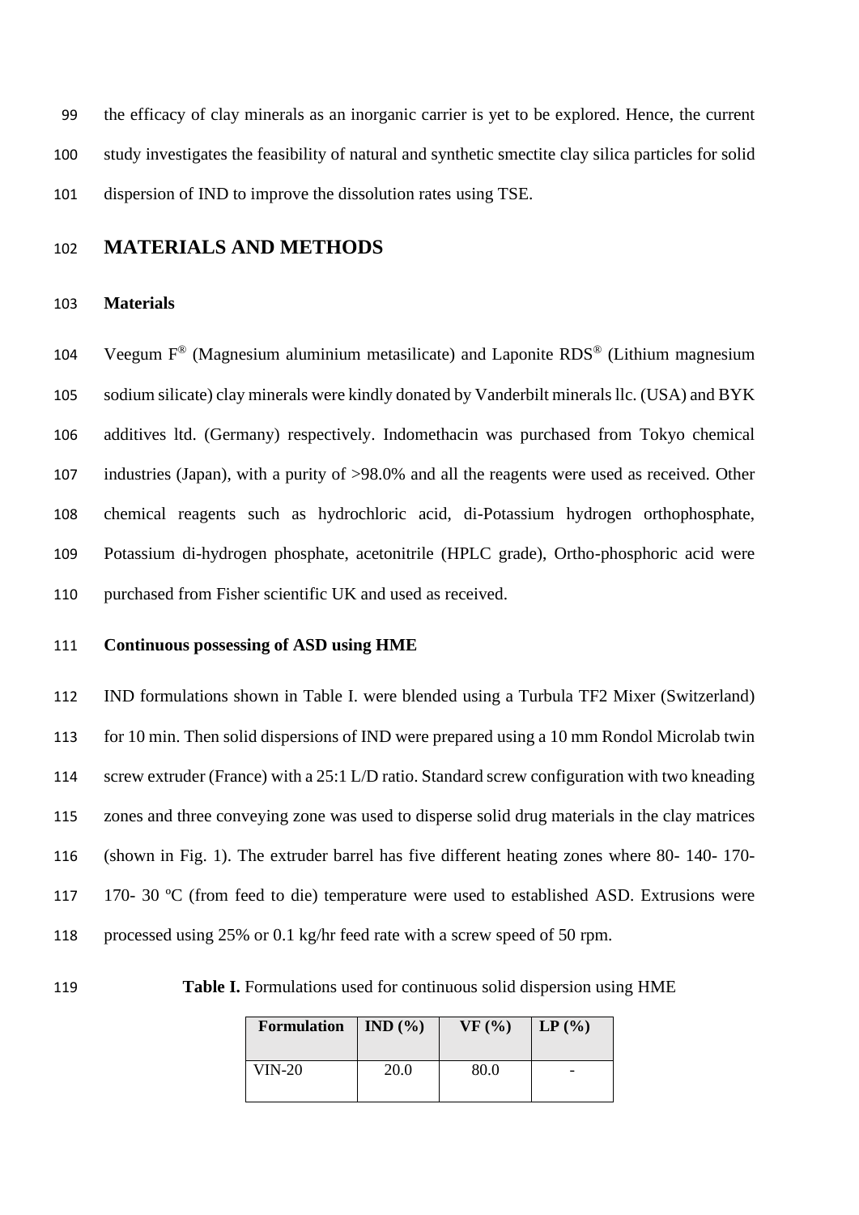the efficacy of clay minerals as an inorganic carrier is yet to be explored. Hence, the current study investigates the feasibility of natural and synthetic smectite clay silica particles for solid dispersion of IND to improve the dissolution rates using TSE.

## MATERIALS AND METHODS

### Materials

Veegum F® (Magnesium aluminium metasilicate) and Laponite RDS® (Lithium magnesium sodium silicate) clay minerals were kindly donated by Vanderbilt minerals llc. (USA) and BYK additives ltd. (Germany) respectively. Indomethacin was purchased from Tokyo chemical industries (Japan), with a purity of >98.0% and all the reagents were used as received. Other chemical reagents such as hydrochloric acid, di-Potassium hydrogen orthophosphate, Potassium di-hydrogen phosphate, acetonitrile (HPLC grade), Ortho-phosphoric acid were purchased from Fisher scientific UK and used as received.

### Continuous possessing of ASD using HME

IND formulations shown in Table I. were blended using a Turbula TF2 Mixer (Switzerland) for 10 min. Then solid dispersions of IND were prepared using a 10 mm Rondol Microlab twin screw extruder (France) with a 25:1 L/D ratio. Standard screw configuration with two kneading zones and three conveying zone was used to disperse solid drug materials in the clay matrices (shown in Fig. 1). The extruder barrel has five different heating zones where 80- 140- 170- 170- 30 ºC (from feed to die) temperature were used to established ASD. Extrusions were processed using 25% or 0.1 kg/hr feed rate with a screw speed of 50 rpm.

**Table I.** Formulations used for continuous solid dispersion using HME

| Formulation | IND (%) | VF (%) | LP (%) |
|---|---|---|---|
| VIN-20 | 20.0 | 80.0 | - |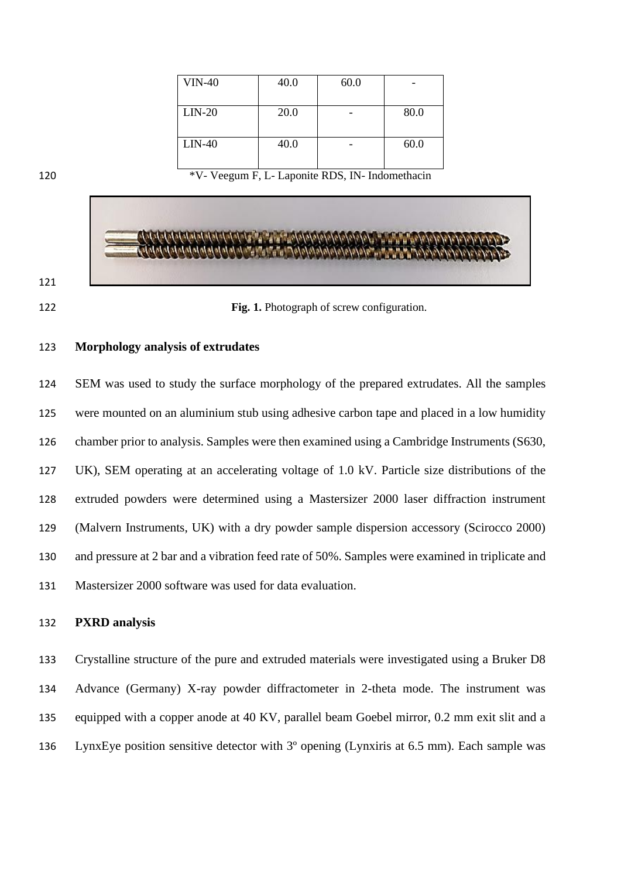| VIN-40 | 40.0 | 60.0 | - |
|---|---|---|---|
| LIN-20 | 20.0 | - | 80.0 |
| LIN-40 | 40.0 | - | 60.0 |

*V- Veegum F, L- Laponite RDS, IN- Indomethacin

**Fig. 1.** Photograph of screw configuration.

**Morphology analysis of extrudates**

SEM was used to study the surface morphology of the prepared extrudates. All the samples were mounted on an aluminium stub using adhesive carbon tape and placed in a low humidity chamber prior to analysis. Samples were then examined using a Cambridge Instruments (S630, UK), SEM operating at an accelerating voltage of 1.0 kV. Particle size distributions of the extruded powders were determined using a Mastersizer 2000 laser diffraction instrument (Malvern Instruments, UK) with a dry powder sample dispersion accessory (Scirocco 2000) and pressure at 2 bar and a vibration feed rate of 50%. Samples were examined in triplicate and Mastersizer 2000 software was used for data evaluation.

**PXRD analysis**

Crystalline structure of the pure and extruded materials were investigated using a Bruker D8 Advance (Germany) X-ray powder diffractometer in 2-theta mode. The instrument was equipped with a copper anode at 40 KV, parallel beam Goebel mirror, 0.2 mm exit slit and a LynxEye position sensitive detector with 3º opening (Lynxiris at 6.5 mm). Each sample was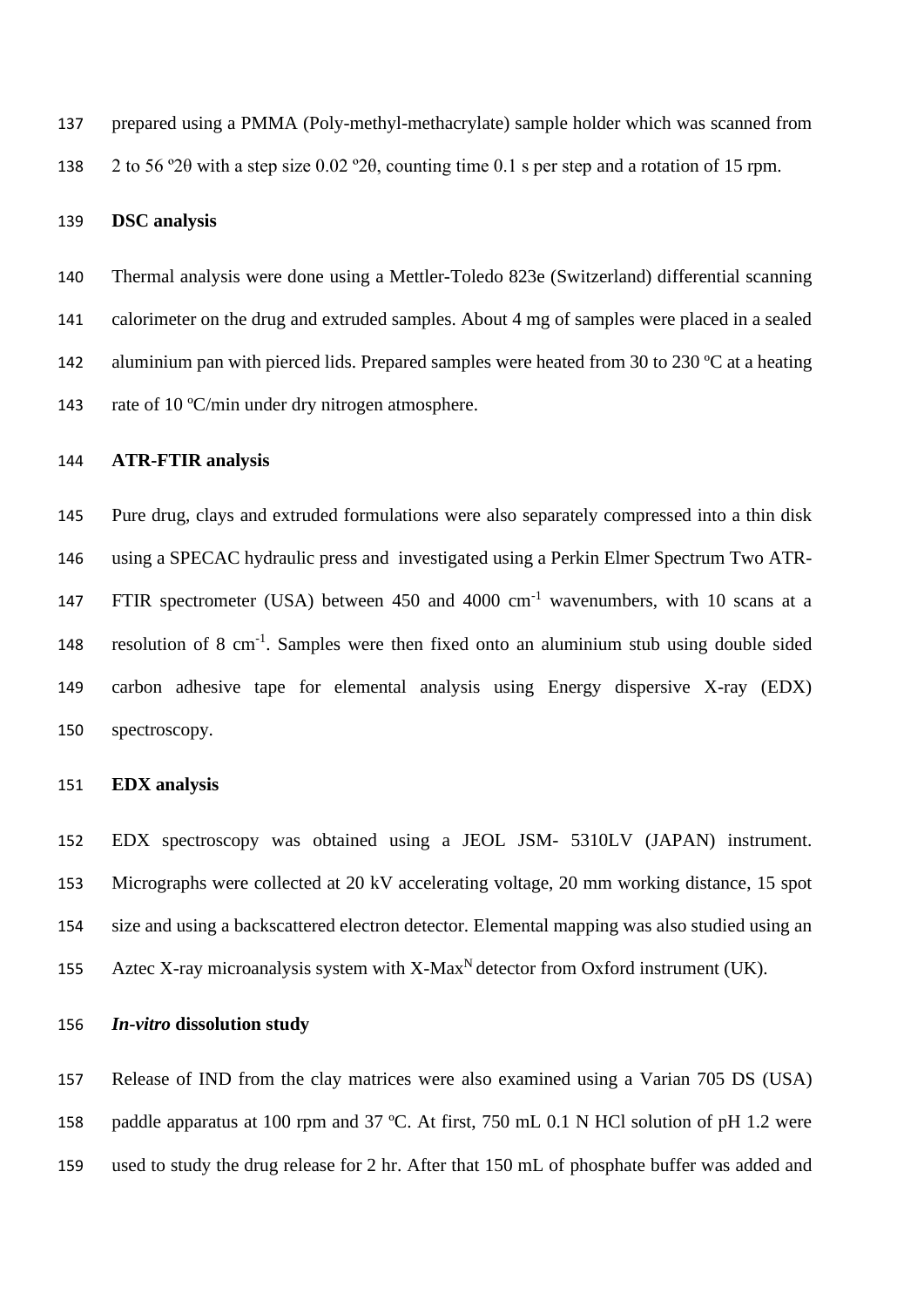prepared using a PMMA (Poly-methyl-methacrylate) sample holder which was scanned from 2 to 56 º2θ with a step size 0.02 º2θ, counting time 0.1 s per step and a rotation of 15 rpm.

**DSC analysis**

Thermal analysis were done using a Mettler-Toledo 823e (Switzerland) differential scanning calorimeter on the drug and extruded samples. About 4 mg of samples were placed in a sealed aluminium pan with pierced lids. Prepared samples were heated from 30 to 230 ºC at a heating rate of 10 ºC/min under dry nitrogen atmosphere.

**ATR-FTIR analysis**

Pure drug, clays and extruded formulations were also separately compressed into a thin disk using a SPECAC hydraulic press and investigated using a Perkin Elmer Spectrum Two ATR-FTIR spectrometer (USA) between 450 and 4000 $cm^{-1}$ wavenumbers, with 10 scans at a resolution of 8 $cm^{-1}$. Samples were then fixed onto an aluminium stub using double sided carbon adhesive tape for elemental analysis using Energy dispersive X-ray (EDX) spectroscopy.

**EDX analysis**

EDX spectroscopy was obtained using a JEOL JSM- 5310LV (JAPAN) instrument. Micrographs were collected at 20 kV accelerating voltage, 20 mm working distance, 15 spot size and using a backscattered electron detector. Elemental mapping was also studied using an Aztec X-ray microanalysis system with X-Max$^{N}$ detector from Oxford instrument (UK).

***In-vitro* dissolution study**

Release of IND from the clay matrices were also examined using a Varian 705 DS (USA) paddle apparatus at 100 rpm and 37 ºC. At first, 750 mL 0.1 N HCl solution of pH 1.2 were used to study the drug release for 2 hr. After that 150 mL of phosphate buffer was added and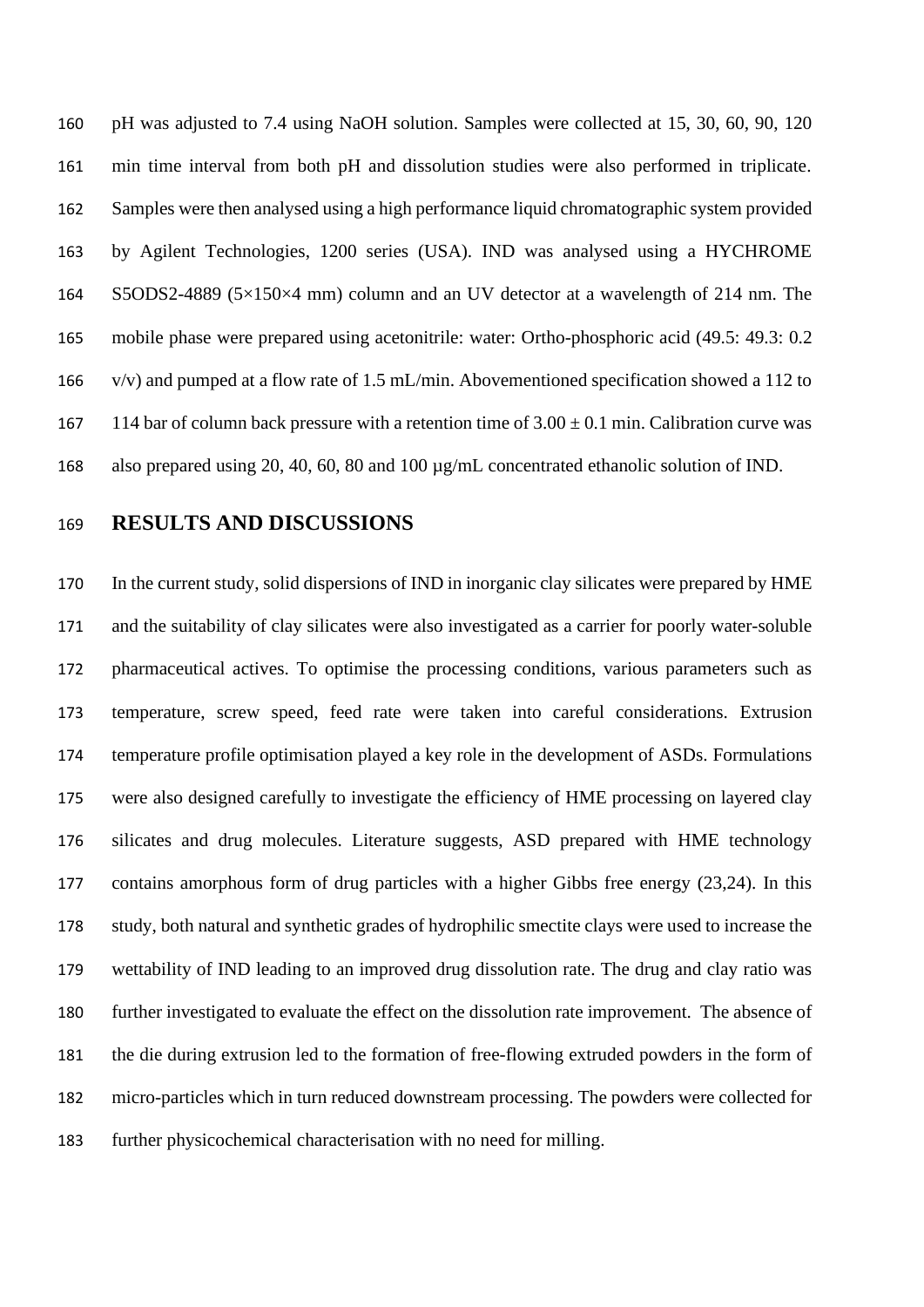pH was adjusted to 7.4 using NaOH solution. Samples were collected at 15, 30, 60, 90, 120 min time interval from both pH and dissolution studies were also performed in triplicate. Samples were then analysed using a high performance liquid chromatographic system provided by Agilent Technologies, 1200 series (USA). IND was analysed using a HYCHROME S5ODS2-4889 (5×150×4 mm) column and an UV detector at a wavelength of 214 nm. The mobile phase were prepared using acetonitrile: water: Ortho-phosphoric acid (49.5: 49.3: 0.2 v/v) and pumped at a flow rate of 1.5 mL/min. Abovementioned specification showed a 112 to 114 bar of column back pressure with a retention time of $3.00 \pm 0.1$ min. Calibration curve was also prepared using 20, 40, 60, 80 and 100 µg/mL concentrated ethanolic solution of IND.

## RESULTS AND DISCUSSIONS

In the current study, solid dispersions of IND in inorganic clay silicates were prepared by HME and the suitability of clay silicates were also investigated as a carrier for poorly water-soluble pharmaceutical actives. To optimise the processing conditions, various parameters such as temperature, screw speed, feed rate were taken into careful considerations. Extrusion temperature profile optimisation played a key role in the development of ASDs. Formulations were also designed carefully to investigate the efficiency of HME processing on layered clay silicates and drug molecules. Literature suggests, ASD prepared with HME technology contains amorphous form of drug particles with a higher Gibbs free energy (23,24). In this study, both natural and synthetic grades of hydrophilic smectite clays were used to increase the wettability of IND leading to an improved drug dissolution rate. The drug and clay ratio was further investigated to evaluate the effect on the dissolution rate improvement. The absence of the die during extrusion led to the formation of free-flowing extruded powders in the form of micro-particles which in turn reduced downstream processing. The powders were collected for further physicochemical characterisation with no need for milling.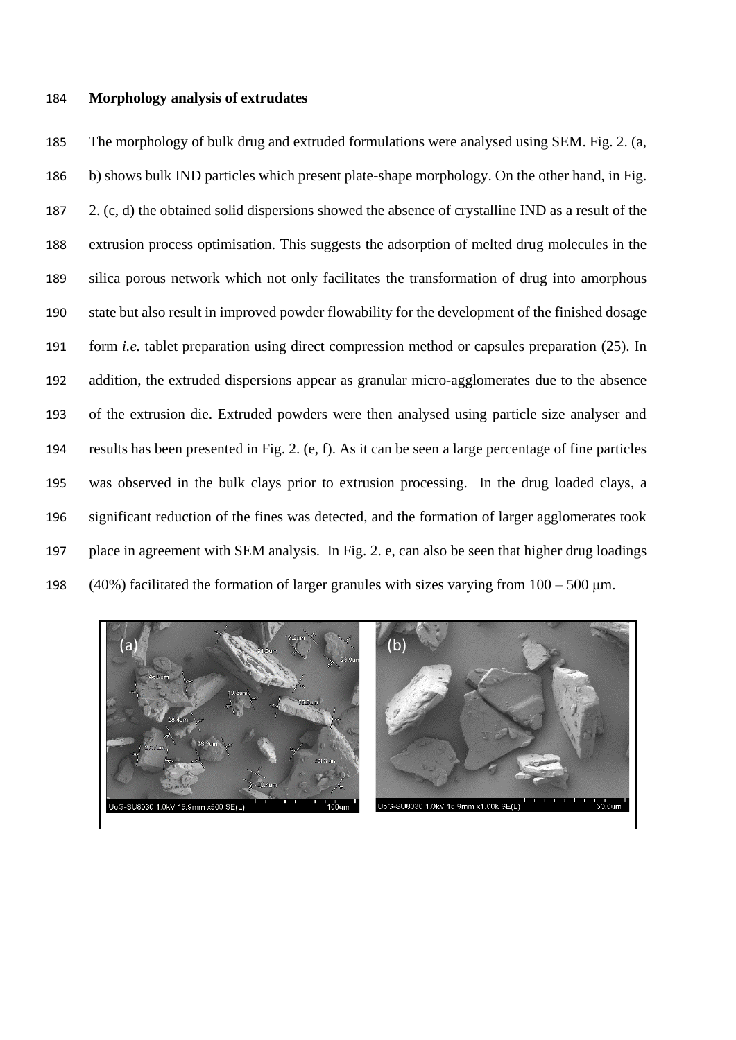### Morphology analysis of extrudates

The morphology of bulk drug and extruded formulations were analysed using SEM. Fig. 2. (a, b) shows bulk IND particles which present plate-shape morphology. On the other hand, in Fig. 2. (c, d) the obtained solid dispersions showed the absence of crystalline IND as a result of the extrusion process optimisation. This suggests the adsorption of melted drug molecules in the silica porous network which not only facilitates the transformation of drug into amorphous state but also result in improved powder flowability for the development of the finished dosage form *i.e.* tablet preparation using direct compression method or capsules preparation (25). In addition, the extruded dispersions appear as granular micro-agglomerates due to the absence of the extrusion die. Extruded powders were then analysed using particle size analyser and results has been presented in Fig. 2. (e, f). As it can be seen a large percentage of fine particles was observed in the bulk clays prior to extrusion processing. In the drug loaded clays, a significant reduction of the fines was detected, and the formation of larger agglomerates took place in agreement with SEM analysis. In Fig. 2. e, can also be seen that higher drug loadings (40%) facilitated the formation of larger granules with sizes varying from 100 – 500 μm.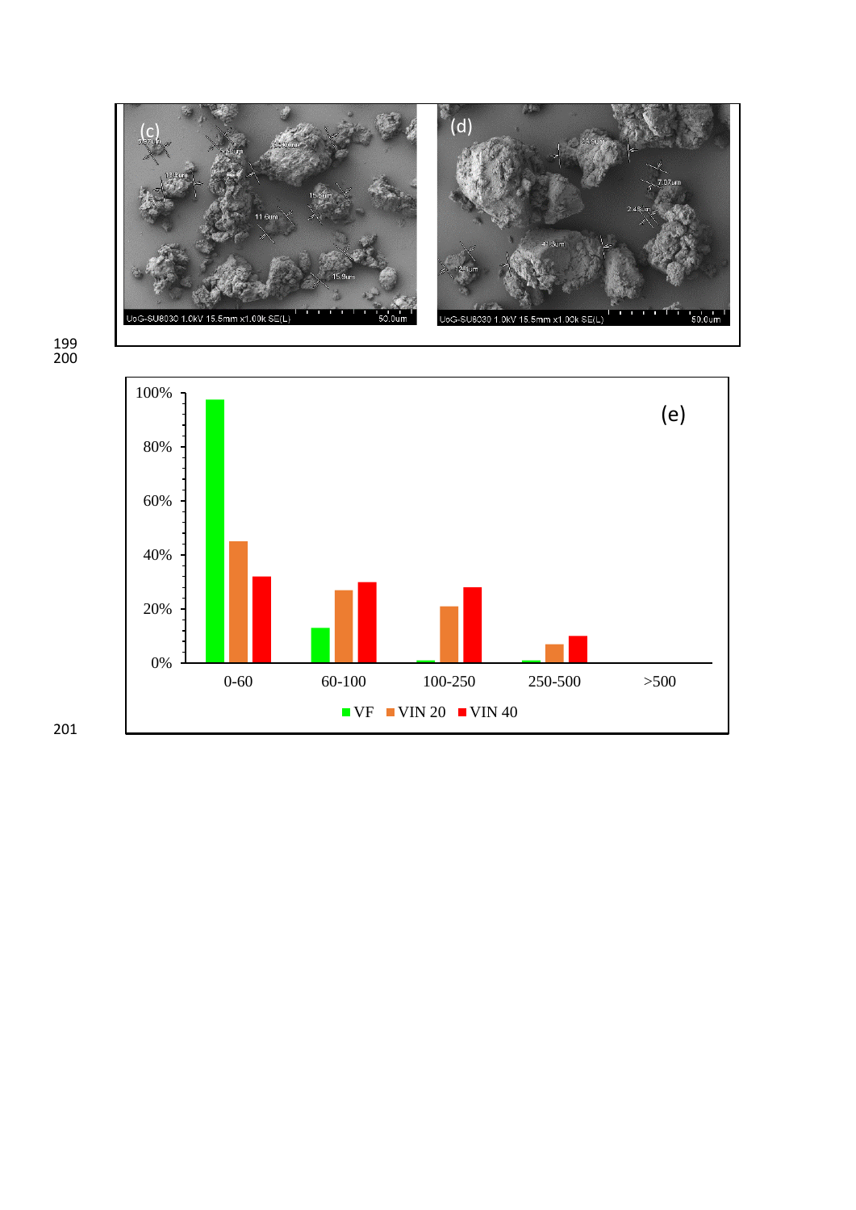(c)

UoG-SU8030 1.0kV 15.5mm x1.00k SE(L) 50.0um

(d)

UoG-SU8030 1.0kV 15.5mm x1.00k SE(L) 50.0um

(e)

| | VF | VIN 20 | VIN 40 |
|---|---|---|---|
| 0-60 | ~97% | ~45% | ~32% |
| 60-100 | ~13% | ~27% | ~30% |
| 100-250 | ~1% | ~21% | ~28% |
| 250-500 | ~1% | ~7% | ~10% |
| >500 | | | |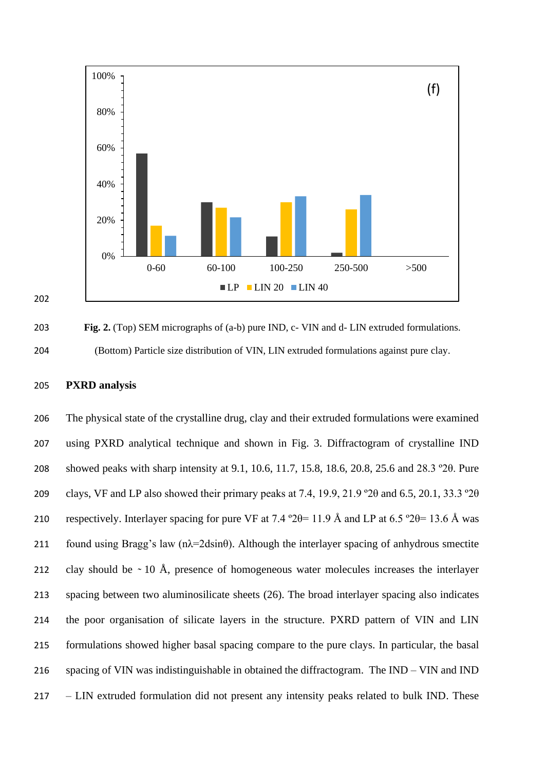**Fig. 2.** (Top) SEM micrographs of (a-b) pure IND, c- VIN and d- LIN extruded formulations. (Bottom) Particle size distribution of VIN, LIN extruded formulations against pure clay.

## PXRD analysis

The physical state of the crystalline drug, clay and their extruded formulations were examined using PXRD analytical technique and shown in Fig. 3. Diffractogram of crystalline IND showed peaks with sharp intensity at 9.1, 10.6, 11.7, 15.8, 18.6, 20.8, 25.6 and 28.3 °2θ. Pure clays, VF and LP also showed their primary peaks at 7.4, 19.9, 21.9 °2θ and 6.5, 20.1, 33.3 °2θ respectively. Interlayer spacing for pure VF at 7.4 °2θ= 11.9 Å and LP at 6.5 °2θ= 13.6 Å was found using Bragg's law ($n\lambda=2d\sin\theta$). Although the interlayer spacing of anhydrous smectite clay should be ~ 10 Å, presence of homogeneous water molecules increases the interlayer spacing between two aluminosilicate sheets (26). The broad interlayer spacing also indicates the poor organisation of silicate layers in the structure. PXRD pattern of VIN and LIN formulations showed higher basal spacing compare to the pure clays. In particular, the basal spacing of VIN was indistinguishable in obtained the diffractogram. The IND – VIN and IND – LIN extruded formulation did not present any intensity peaks related to bulk IND. These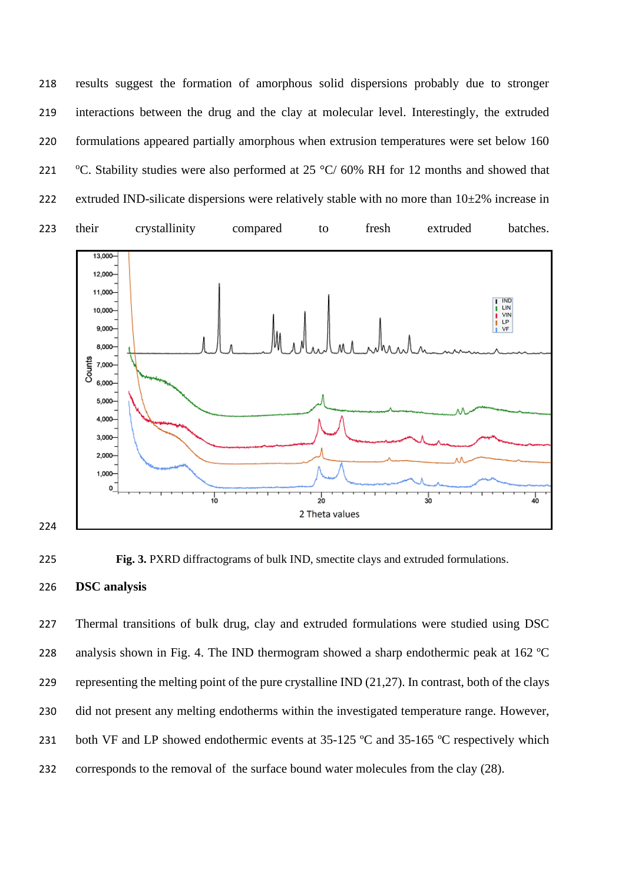results suggest the formation of amorphous solid dispersions probably due to stronger interactions between the drug and the clay at molecular level. Interestingly, the extruded formulations appeared partially amorphous when extrusion temperatures were set below 160 ºC. Stability studies were also performed at 25 °C/ 60% RH for 12 months and showed that extruded IND-silicate dispersions were relatively stable with no more than 10±2% increase in their crystallinity compared to fresh extruded batches.

**Fig. 3.** PXRD diffractograms of bulk IND, smectite clays and extruded formulations.

## DSC analysis

Thermal transitions of bulk drug, clay and extruded formulations were studied using DSC analysis shown in Fig. 4. The IND thermogram showed a sharp endothermic peak at 162 ºC representing the melting point of the pure crystalline IND (21,27). In contrast, both of the clays did not present any melting endotherms within the investigated temperature range. However, both VF and LP showed endothermic events at 35-125 ºC and 35-165 ºC respectively which corresponds to the removal of the surface bound water molecules from the clay (28).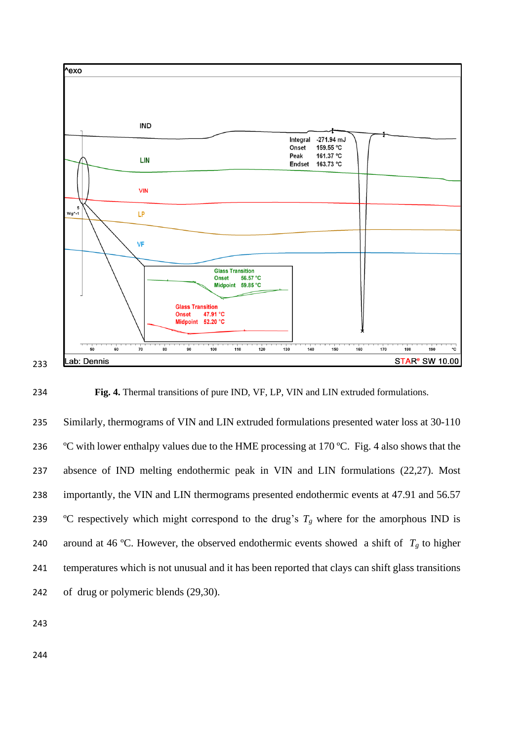**Fig. 4.** Thermal transitions of pure IND, VF, LP, VIN and LIN extruded formulations.

Similarly, thermograms of VIN and LIN extruded formulations presented water loss at 30-110 ºC with lower enthalpy values due to the HME processing at 170 ºC. Fig. 4 also shows that the absence of IND melting endothermic peak in VIN and LIN formulations (22,27). Most importantly, the VIN and LIN thermograms presented endothermic events at 47.91 and 56.57 ºC respectively which might correspond to the drug's $T_g$ where for the amorphous IND is around at 46 ºC. However, the observed endothermic events showed a shift of $T_g$ to higher temperatures which is not unusual and it has been reported that clays can shift glass transitions of drug or polymeric blends (29,30).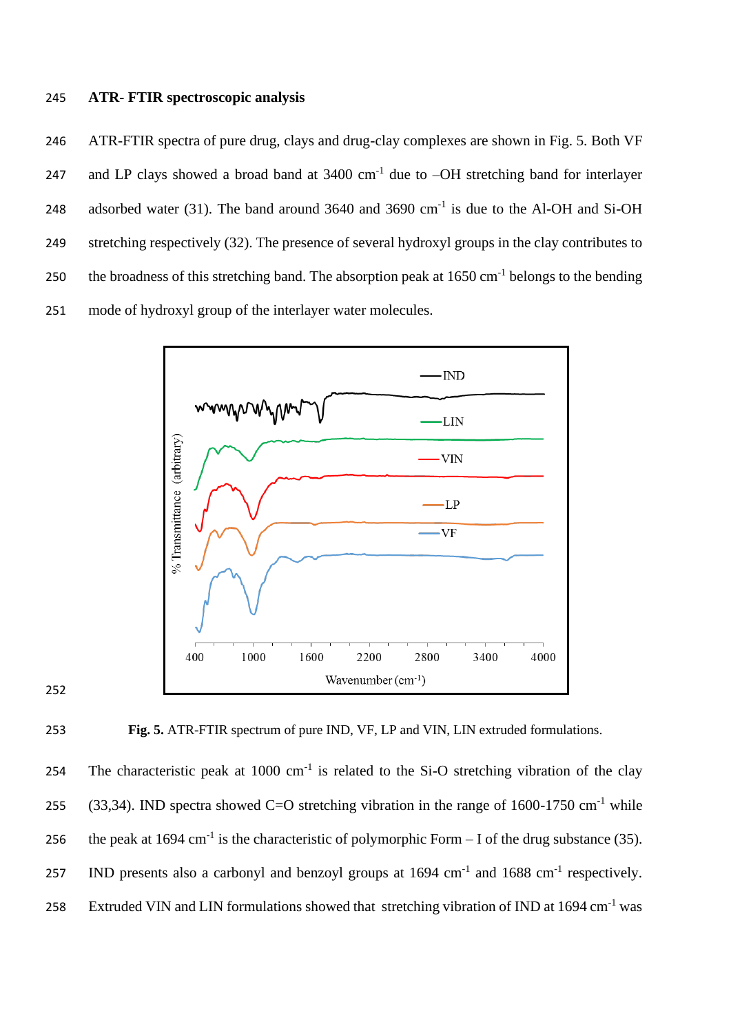### ATR- FTIR spectroscopic analysis

ATR-FTIR spectra of pure drug, clays and drug-clay complexes are shown in Fig. 5. Both VF and LP clays showed a broad band at 3400 cm$^{-1}$ due to –OH stretching band for interlayer adsorbed water (31). The band around 3640 and 3690 cm$^{-1}$ is due to the Al-OH and Si-OH stretching respectively (32). The presence of several hydroxyl groups in the clay contributes to the broadness of this stretching band. The absorption peak at 1650 cm$^{-1}$ belongs to the bending mode of hydroxyl group of the interlayer water molecules.

**Fig. 5.** ATR-FTIR spectrum of pure IND, VF, LP and VIN, LIN extruded formulations.

The characteristic peak at 1000 cm$^{-1}$ is related to the Si-O stretching vibration of the clay (33,34). IND spectra showed C=O stretching vibration in the range of 1600-1750 cm$^{-1}$ while the peak at 1694 cm$^{-1}$ is the characteristic of polymorphic Form – I of the drug substance (35). IND presents also a carbonyl and benzoyl groups at 1694 cm$^{-1}$ and 1688 cm$^{-1}$ respectively. Extruded VIN and LIN formulations showed that stretching vibration of IND at 1694 cm$^{-1}$ was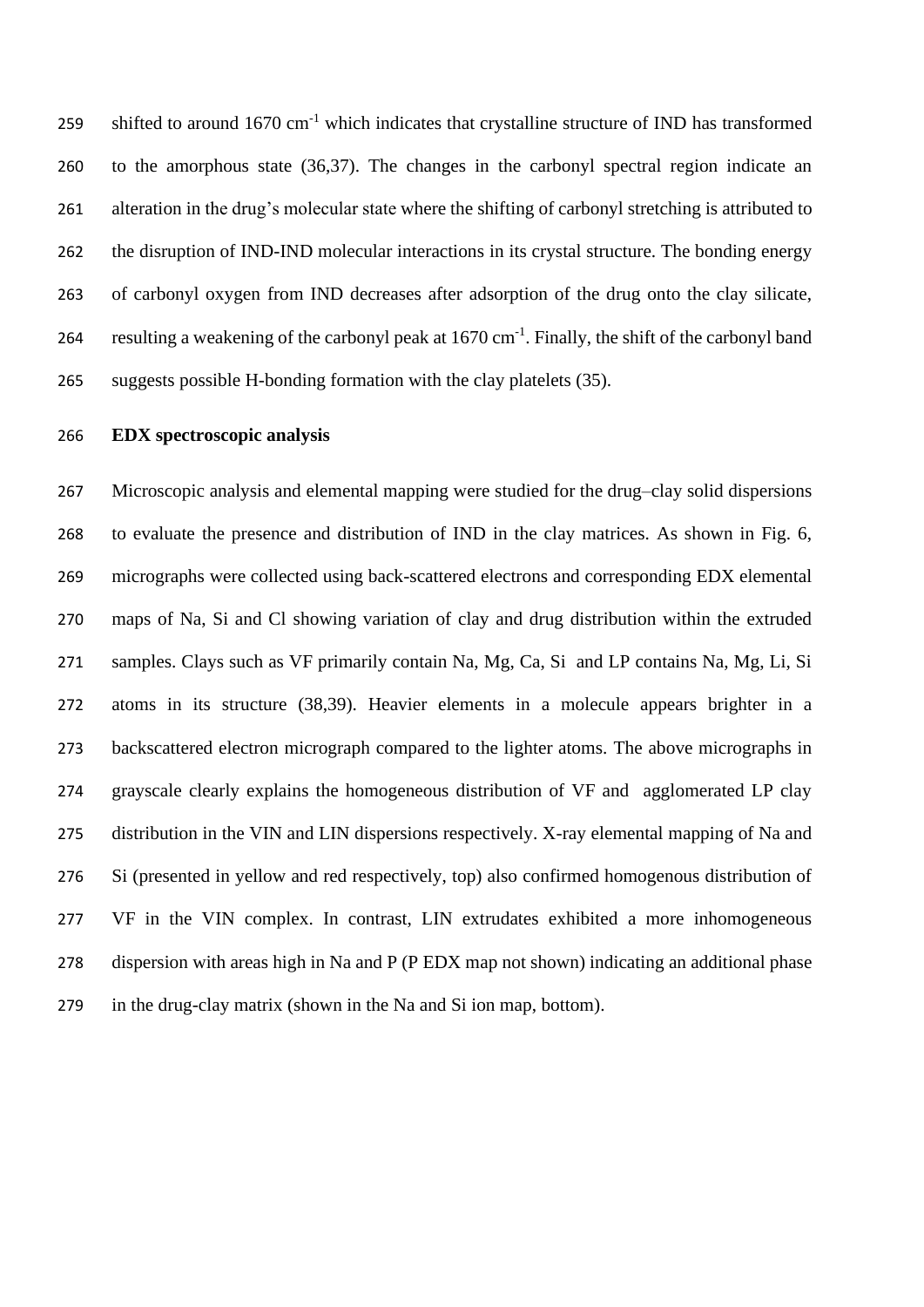shifted to around 1670 $cm^{-1}$ which indicates that crystalline structure of IND has transformed to the amorphous state (36,37). The changes in the carbonyl spectral region indicate an alteration in the drug's molecular state where the shifting of carbonyl stretching is attributed to the disruption of IND-IND molecular interactions in its crystal structure. The bonding energy of carbonyl oxygen from IND decreases after adsorption of the drug onto the clay silicate, resulting a weakening of the carbonyl peak at 1670 $cm^{-1}$. Finally, the shift of the carbonyl band suggests possible H-bonding formation with the clay platelets (35).

**EDX spectroscopic analysis**

Microscopic analysis and elemental mapping were studied for the drug–clay solid dispersions to evaluate the presence and distribution of IND in the clay matrices. As shown in Fig. 6, micrographs were collected using back-scattered electrons and corresponding EDX elemental maps of Na, Si and Cl showing variation of clay and drug distribution within the extruded samples. Clays such as VF primarily contain Na, Mg, Ca, Si and LP contains Na, Mg, Li, Si atoms in its structure (38,39). Heavier elements in a molecule appears brighter in a backscattered electron micrograph compared to the lighter atoms. The above micrographs in grayscale clearly explains the homogeneous distribution of VF and agglomerated LP clay distribution in the VIN and LIN dispersions respectively. X-ray elemental mapping of Na and Si (presented in yellow and red respectively, top) also confirmed homogenous distribution of VF in the VIN complex. In contrast, LIN extrudates exhibited a more inhomogeneous dispersion with areas high in Na and P (P EDX map not shown) indicating an additional phase in the drug-clay matrix (shown in the Na and Si ion map, bottom).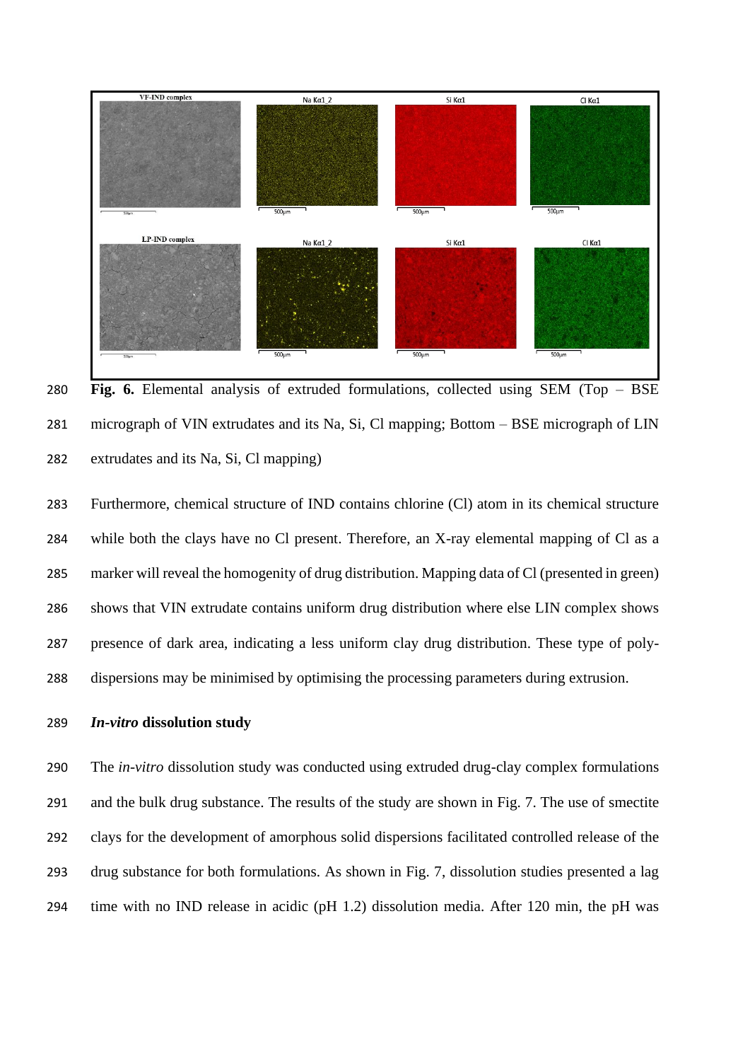**Fig. 6.** Elemental analysis of extruded formulations, collected using SEM (Top – BSE micrograph of VIN extrudates and its Na, Si, Cl mapping; Bottom – BSE micrograph of LIN extrudates and its Na, Si, Cl mapping)

Furthermore, chemical structure of IND contains chlorine (Cl) atom in its chemical structure while both the clays have no Cl present. Therefore, an X-ray elemental mapping of Cl as a marker will reveal the homogenity of drug distribution. Mapping data of Cl (presented in green) shows that VIN extrudate contains uniform drug distribution where else LIN complex shows presence of dark area, indicating a less uniform clay drug distribution. These type of poly-dispersions may be minimised by optimising the processing parameters during extrusion.

***In-vitro* dissolution study**

The *in-vitro* dissolution study was conducted using extruded drug-clay complex formulations and the bulk drug substance. The results of the study are shown in Fig. 7. The use of smectite clays for the development of amorphous solid dispersions facilitated controlled release of the drug substance for both formulations. As shown in Fig. 7, dissolution studies presented a lag time with no IND release in acidic (pH 1.2) dissolution media. After 120 min, the pH was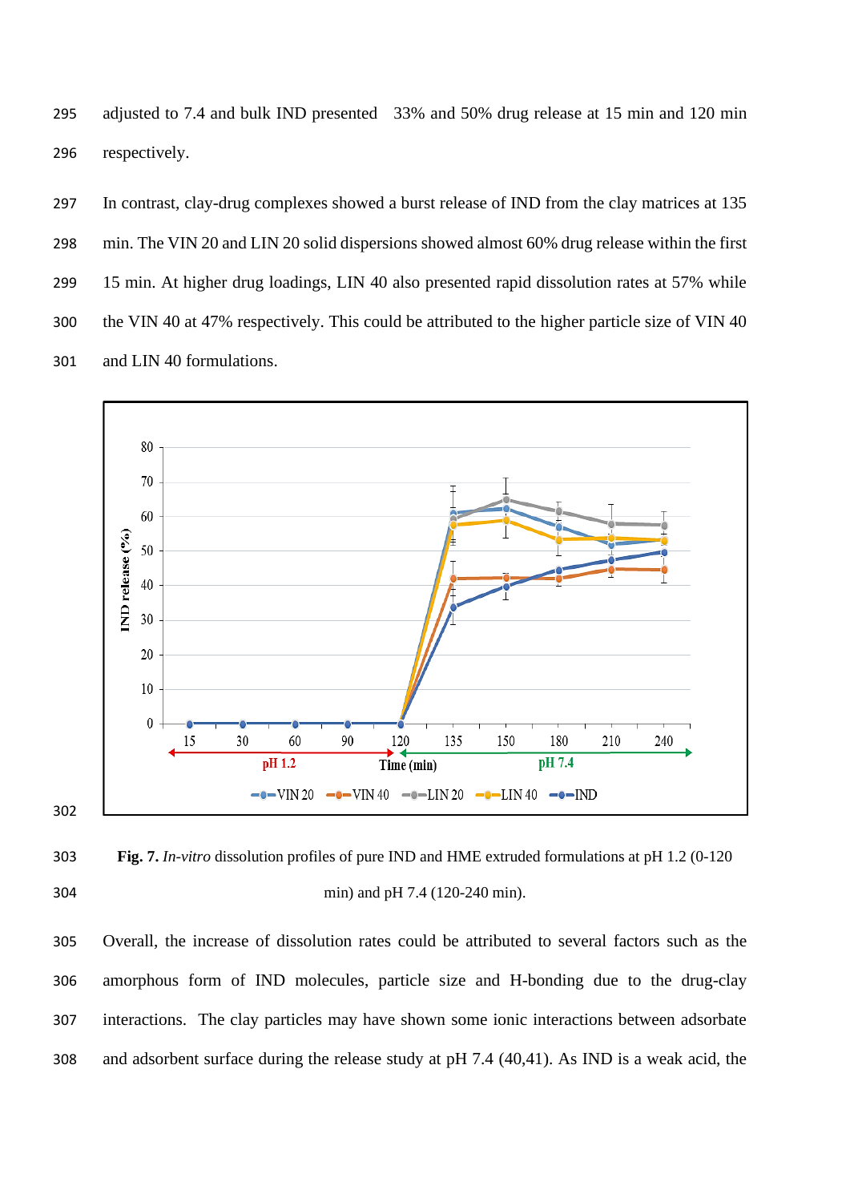adjusted to 7.4 and bulk IND presented 33% and 50% drug release at 15 min and 120 min respectively.

In contrast, clay-drug complexes showed a burst release of IND from the clay matrices at 135 min. The VIN 20 and LIN 20 solid dispersions showed almost 60% drug release within the first 15 min. At higher drug loadings, LIN 40 also presented rapid dissolution rates at 57% while the VIN 40 at 47% respectively. This could be attributed to the higher particle size of VIN 40 and LIN 40 formulations.

**Fig. 7.** *In-vitro* dissolution profiles of pure IND and HME extruded formulations at pH 1.2 (0-120 min) and pH 7.4 (120-240 min).

Overall, the increase of dissolution rates could be attributed to several factors such as the amorphous form of IND molecules, particle size and H-bonding due to the drug-clay interactions. The clay particles may have shown some ionic interactions between adsorbate and adsorbent surface during the release study at pH 7.4 (40,41). As IND is a weak acid, the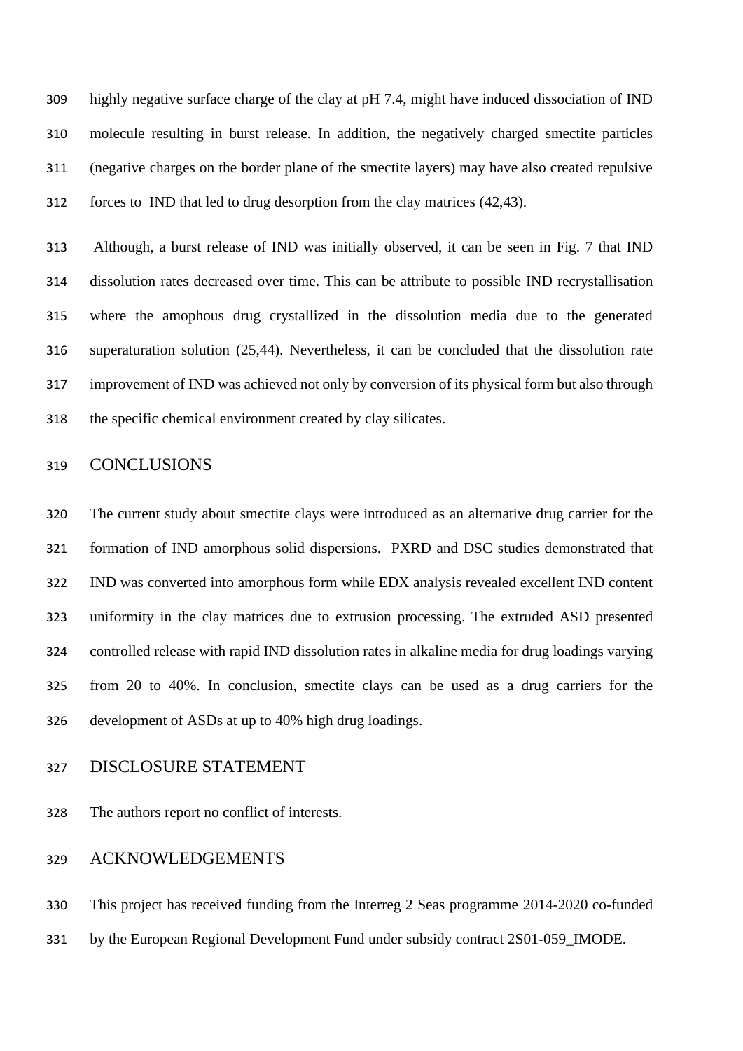highly negative surface charge of the clay at pH 7.4, might have induced dissociation of IND molecule resulting in burst release. In addition, the negatively charged smectite particles (negative charges on the border plane of the smectite layers) may have also created repulsive forces to IND that led to drug desorption from the clay matrices (42,43).

Although, a burst release of IND was initially observed, it can be seen in Fig. 7 that IND dissolution rates decreased over time. This can be attribute to possible IND recrystallisation where the amophous drug crystallized in the dissolution media due to the generated superaturation solution (25,44). Nevertheless, it can be concluded that the dissolution rate improvement of IND was achieved not only by conversion of its physical form but also through the specific chemical environment created by clay silicates.

## CONCLUSIONS

The current study about smectite clays were introduced as an alternative drug carrier for the formation of IND amorphous solid dispersions. PXRD and DSC studies demonstrated that IND was converted into amorphous form while EDX analysis revealed excellent IND content uniformity in the clay matrices due to extrusion processing. The extruded ASD presented controlled release with rapid IND dissolution rates in alkaline media for drug loadings varying from 20 to 40%. In conclusion, smectite clays can be used as a drug carriers for the development of ASDs at up to 40% high drug loadings.

## DISCLOSURE STATEMENT

The authors report no conflict of interests.

## ACKNOWLEDGEMENTS

This project has received funding from the Interreg 2 Seas programme 2014-2020 co-funded by the European Regional Development Fund under subsidy contract 2S01-059_IMODE.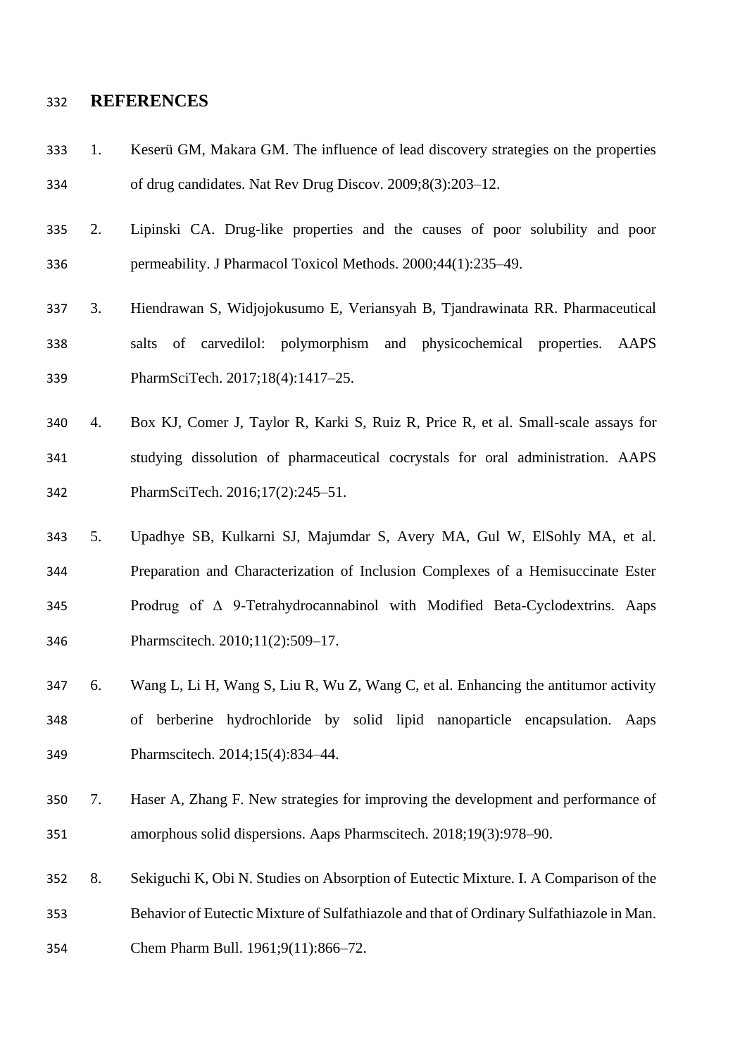## REFERENCES

1. Keserü GM, Makara GM. The influence of lead discovery strategies on the properties of drug candidates. Nat Rev Drug Discov. 2009;8(3):203–12.
2. Lipinski CA. Drug-like properties and the causes of poor solubility and poor permeability. J Pharmacol Toxicol Methods. 2000;44(1):235–49.
3. Hiendrawan S, Widjojokusumo E, Veriansyah B, Tjandrawinata RR. Pharmaceutical salts of carvedilol: polymorphism and physicochemical properties. AAPS PharmSciTech. 2017;18(4):1417–25.
4. Box KJ, Comer J, Taylor R, Karki S, Ruiz R, Price R, et al. Small-scale assays for studying dissolution of pharmaceutical cocrystals for oral administration. AAPS PharmSciTech. 2016;17(2):245–51.
5. Upadhye SB, Kulkarni SJ, Majumdar S, Avery MA, Gul W, ElSohly MA, et al. Preparation and Characterization of Inclusion Complexes of a Hemisuccinate Ester Prodrug of Δ 9-Tetrahydrocannabinol with Modified Beta-Cyclodextrins. Aaps Pharmscitech. 2010;11(2):509–17.
6. Wang L, Li H, Wang S, Liu R, Wu Z, Wang C, et al. Enhancing the antitumor activity of berberine hydrochloride by solid lipid nanoparticle encapsulation. Aaps Pharmscitech. 2014;15(4):834–44.
7. Haser A, Zhang F. New strategies for improving the development and performance of amorphous solid dispersions. Aaps Pharmscitech. 2018;19(3):978–90.
8. Sekiguchi K, Obi N. Studies on Absorption of Eutectic Mixture. I. A Comparison of the Behavior of Eutectic Mixture of Sulfathiazole and that of Ordinary Sulfathiazole in Man. Chem Pharm Bull. 1961;9(11):866–72.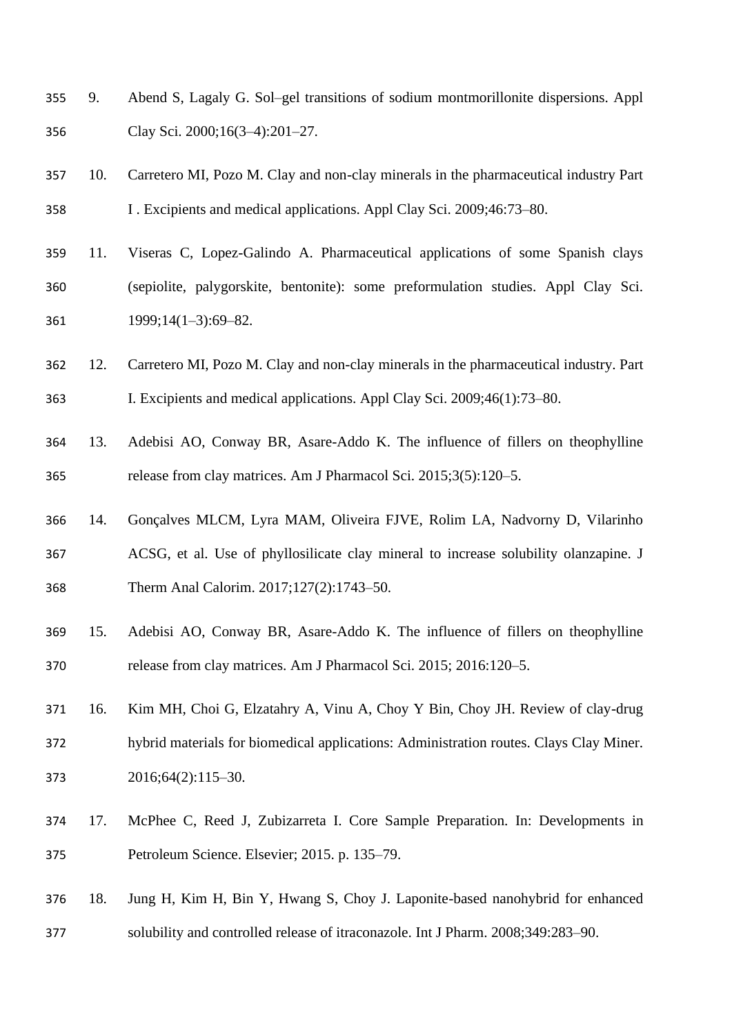9. Abend S, Lagaly G. Sol–gel transitions of sodium montmorillonite dispersions. Appl Clay Sci. 2000;16(3–4):201–27.

10. Carretero MI, Pozo M. Clay and non-clay minerals in the pharmaceutical industry Part I . Excipients and medical applications. Appl Clay Sci. 2009;46:73–80.

11. Viseras C, Lopez-Galindo A. Pharmaceutical applications of some Spanish clays (sepiolite, palygorskite, bentonite): some preformulation studies. Appl Clay Sci. 1999;14(1–3):69–82.

12. Carretero MI, Pozo M. Clay and non-clay minerals in the pharmaceutical industry. Part I. Excipients and medical applications. Appl Clay Sci. 2009;46(1):73–80.

13. Adebisi AO, Conway BR, Asare-Addo K. The influence of fillers on theophylline release from clay matrices. Am J Pharmacol Sci. 2015;3(5):120–5.

14. Gonçalves MLCM, Lyra MAM, Oliveira FJVE, Rolim LA, Nadvorny D, Vilarinho ACSG, et al. Use of phyllosilicate clay mineral to increase solubility olanzapine. J Therm Anal Calorim. 2017;127(2):1743–50.

15. Adebisi AO, Conway BR, Asare-Addo K. The influence of fillers on theophylline release from clay matrices. Am J Pharmacol Sci. 2015; 2016:120–5.

16. Kim MH, Choi G, Elzatahry A, Vinu A, Choy Y Bin, Choy JH. Review of clay-drug hybrid materials for biomedical applications: Administration routes. Clays Clay Miner. 2016;64(2):115–30.

17. McPhee C, Reed J, Zubizarreta I. Core Sample Preparation. In: Developments in Petroleum Science. Elsevier; 2015. p. 135–79.

18. Jung H, Kim H, Bin Y, Hwang S, Choy J. Laponite-based nanohybrid for enhanced solubility and controlled release of itraconazole. Int J Pharm. 2008;349:283–90.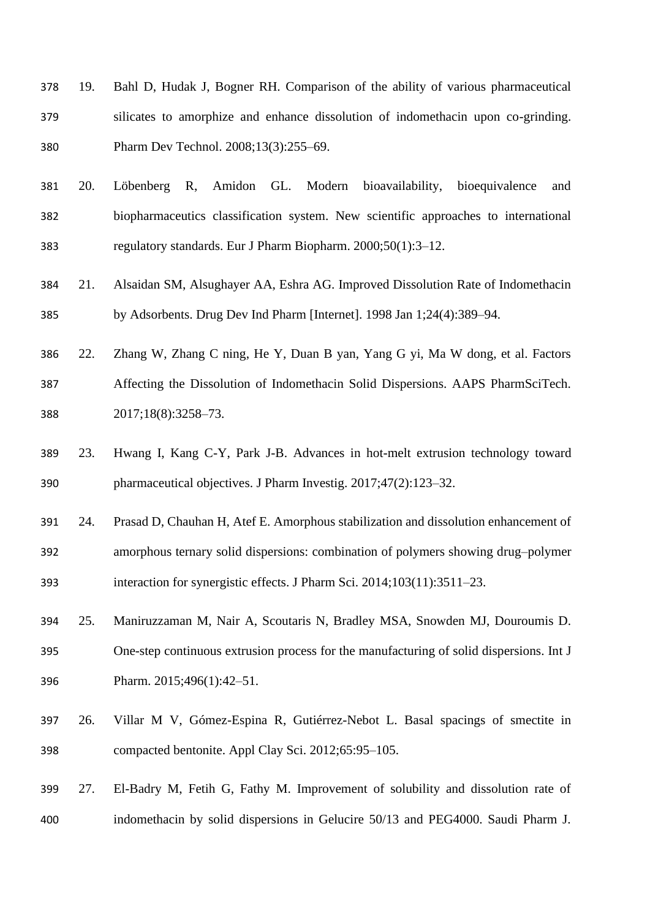19. Bahl D, Hudak J, Bogner RH. Comparison of the ability of various pharmaceutical silicates to amorphize and enhance dissolution of indomethacin upon co-grinding. Pharm Dev Technol. 2008;13(3):255–69.

20. Löbenberg R, Amidon GL. Modern bioavailability, bioequivalence and biopharmaceutics classification system. New scientific approaches to international regulatory standards. Eur J Pharm Biopharm. 2000;50(1):3–12.

21. Alsaidan SM, Alsughayer AA, Eshra AG. Improved Dissolution Rate of Indomethacin by Adsorbents. Drug Dev Ind Pharm [Internet]. 1998 Jan 1;24(4):389–94.

22. Zhang W, Zhang C ning, He Y, Duan B yan, Yang G yi, Ma W dong, et al. Factors Affecting the Dissolution of Indomethacin Solid Dispersions. AAPS PharmSciTech. 2017;18(8):3258–73.

23. Hwang I, Kang C-Y, Park J-B. Advances in hot-melt extrusion technology toward pharmaceutical objectives. J Pharm Investig. 2017;47(2):123–32.

24. Prasad D, Chauhan H, Atef E. Amorphous stabilization and dissolution enhancement of amorphous ternary solid dispersions: combination of polymers showing drug–polymer interaction for synergistic effects. J Pharm Sci. 2014;103(11):3511–23.

25. Maniruzzaman M, Nair A, Scoutaris N, Bradley MSA, Snowden MJ, Douroumis D. One-step continuous extrusion process for the manufacturing of solid dispersions. Int J Pharm. 2015;496(1):42–51.

26. Villar M V, Gómez-Espina R, Gutiérrez-Nebot L. Basal spacings of smectite in compacted bentonite. Appl Clay Sci. 2012;65:95–105.

27. El-Badry M, Fetih G, Fathy M. Improvement of solubility and dissolution rate of indomethacin by solid dispersions in Gelucire 50/13 and PEG4000. Saudi Pharm J.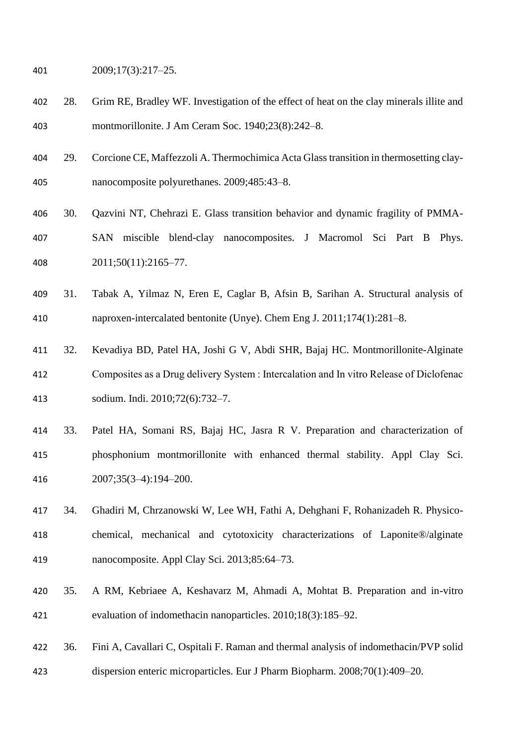2009;17(3):217–25.

28. Grim RE, Bradley WF. Investigation of the effect of heat on the clay minerals illite and montmorillonite. J Am Ceram Soc. 1940;23(8):242–8.

29. Corcione CE, Maffezzoli A. Thermochimica Acta Glass transition in thermosetting clay-nanocomposite polyurethanes. 2009;485:43–8.

30. Qazvini NT, Chehrazi E. Glass transition behavior and dynamic fragility of PMMA-SAN miscible blend-clay nanocomposites. J Macromol Sci Part B Phys. 2011;50(11):2165–77.

31. Tabak A, Yilmaz N, Eren E, Caglar B, Afsin B, Sarihan A. Structural analysis of naproxen-intercalated bentonite (Unye). Chem Eng J. 2011;174(1):281–8.

32. Kevadiya BD, Patel HA, Joshi G V, Abdi SHR, Bajaj HC. Montmorillonite-Alginate Composites as a Drug delivery System : Intercalation and In vitro Release of Diclofenac sodium. Indi. 2010;72(6):732–7.

33. Patel HA, Somani RS, Bajaj HC, Jasra R V. Preparation and characterization of phosphonium montmorillonite with enhanced thermal stability. Appl Clay Sci. 2007;35(3–4):194–200.

34. Ghadiri M, Chrzanowski W, Lee WH, Fathi A, Dehghani F, Rohanizadeh R. Physico-chemical, mechanical and cytotoxicity characterizations of Laponite®/alginate nanocomposite. Appl Clay Sci. 2013;85:64–73.

35. A RM, Kebriaee A, Keshavarz M, Ahmadi A, Mohtat B. Preparation and in-vitro evaluation of indomethacin nanoparticles. 2010;18(3):185–92.

36. Fini A, Cavallari C, Ospitali F. Raman and thermal analysis of indomethacin/PVP solid dispersion enteric microparticles. Eur J Pharm Biopharm. 2008;70(1):409–20.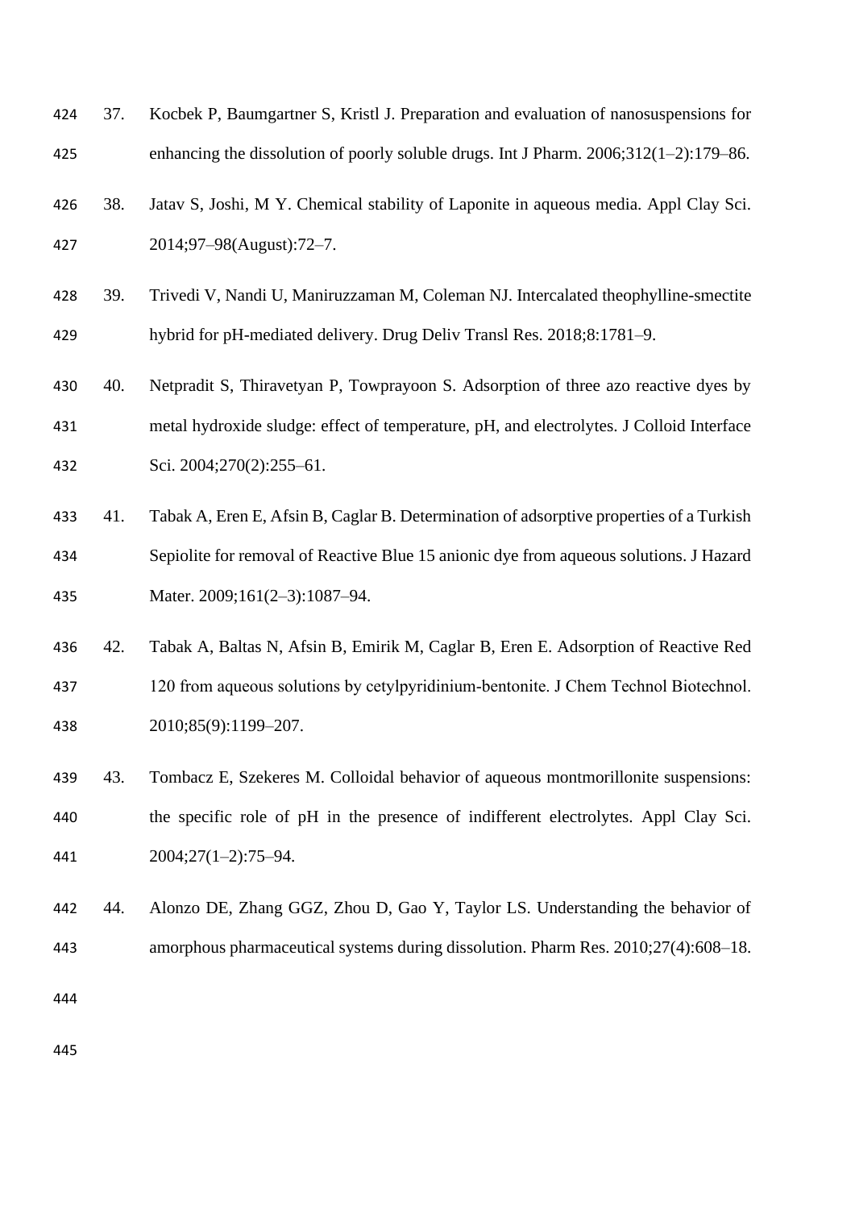37. Kocbek P, Baumgartner S, Kristl J. Preparation and evaluation of nanosuspensions for enhancing the dissolution of poorly soluble drugs. Int J Pharm. 2006;312(1–2):179–86.
38. Jatav S, Joshi, M Y. Chemical stability of Laponite in aqueous media. Appl Clay Sci. 2014;97–98(August):72–7.
39. Trivedi V, Nandi U, Maniruzzaman M, Coleman NJ. Intercalated theophylline-smectite hybrid for pH-mediated delivery. Drug Deliv Transl Res. 2018;8:1781–9.
40. Netpradit S, Thiravetyan P, Towprayoon S. Adsorption of three azo reactive dyes by metal hydroxide sludge: effect of temperature, pH, and electrolytes. J Colloid Interface Sci. 2004;270(2):255–61.
41. Tabak A, Eren E, Afsin B, Caglar B. Determination of adsorptive properties of a Turkish Sepiolite for removal of Reactive Blue 15 anionic dye from aqueous solutions. J Hazard Mater. 2009;161(2–3):1087–94.
42. Tabak A, Baltas N, Afsin B, Emirik M, Caglar B, Eren E. Adsorption of Reactive Red 120 from aqueous solutions by cetylpyridinium-bentonite. J Chem Technol Biotechnol. 2010;85(9):1199–207.
43. Tombacz E, Szekeres M. Colloidal behavior of aqueous montmorillonite suspensions: the specific role of pH in the presence of indifferent electrolytes. Appl Clay Sci. 2004;27(1–2):75–94.
44. Alonzo DE, Zhang GGZ, Zhou D, Gao Y, Taylor LS. Understanding the behavior of amorphous pharmaceutical systems during dissolution. Pharm Res. 2010;27(4):608–18.